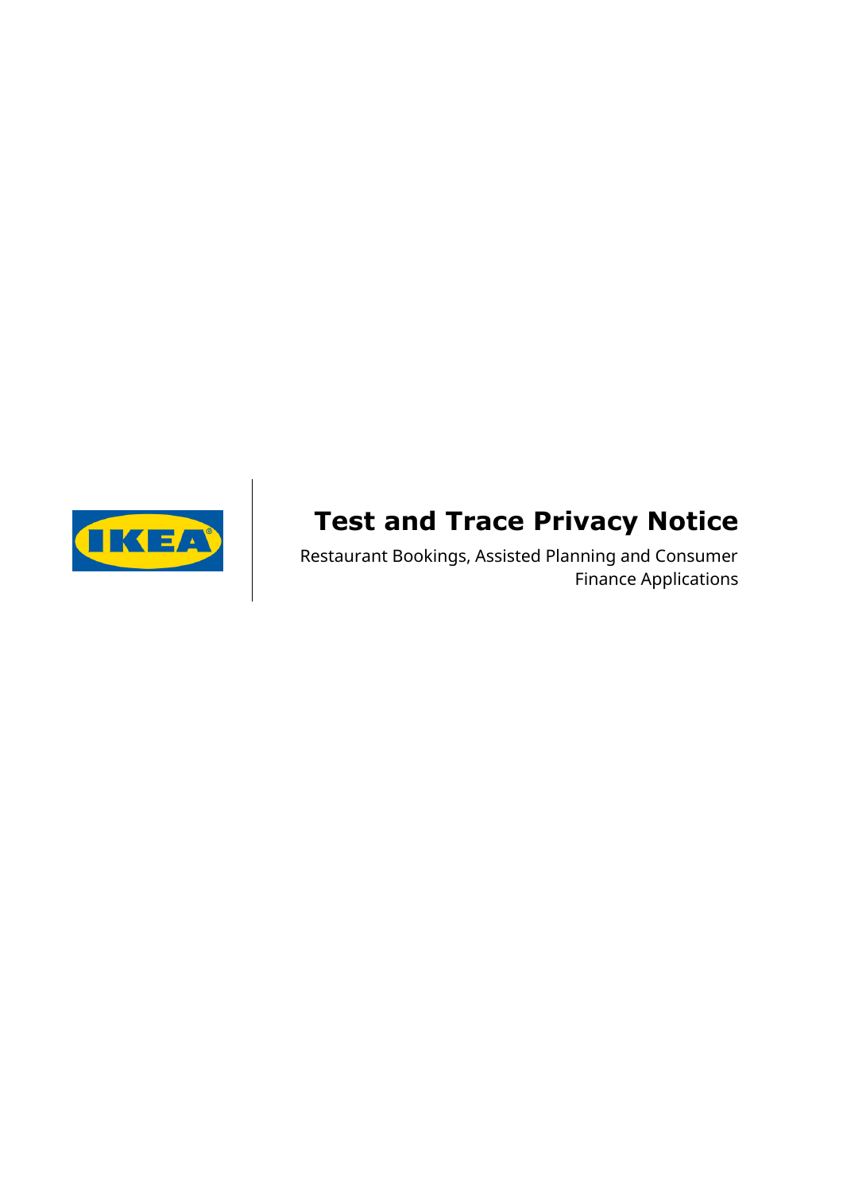# Test and Trace Privacy Notice

Restaurant Bookings, Assisted Planning and Consumer Finance Applications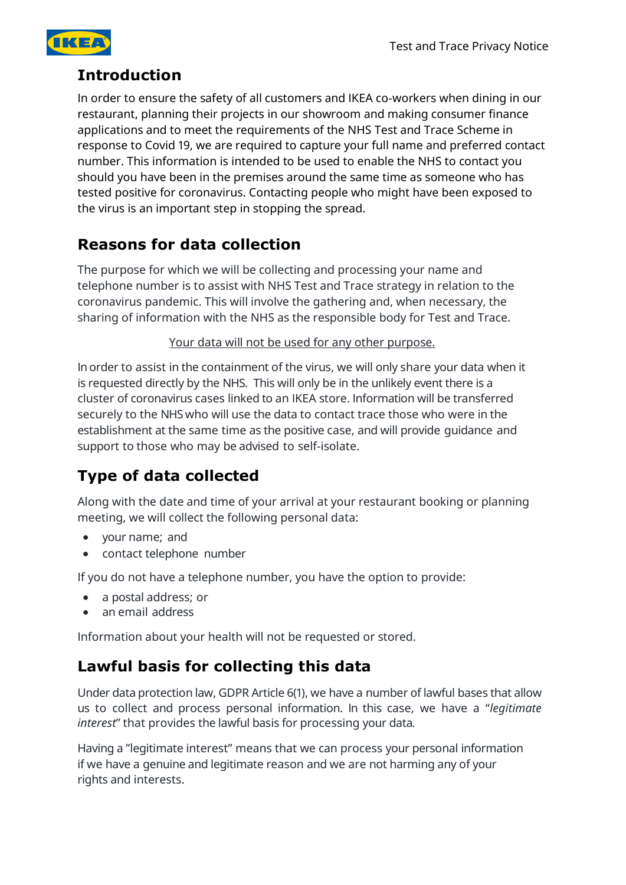## Introduction

In order to ensure the safety of all customers and IKEA co-workers when dining in our restaurant, planning their projects in our showroom and making consumer finance applications and to meet the requirements of the NHS Test and Trace Scheme in response to Covid 19, we are required to capture your full name and preferred contact number. This information is intended to be used to enable the NHS to contact you should you have been in the premises around the same time as someone who has tested positive for coronavirus. Contacting people who might have been exposed to the virus is an important step in stopping the spread.

## Reasons for data collection

The purpose for which we will be collecting and processing your name and telephone number is to assist with NHS Test and Trace strategy in relation to the coronavirus pandemic. This will involve the gathering and, when necessary, the sharing of information with the NHS as the responsible body for Test and Trace.

Your data will not be used for any other purpose.

In order to assist in the containment of the virus, we will only share your data when it is requested directly by the NHS. This will only be in the unlikely event there is a cluster of coronavirus cases linked to an IKEA store. Information will be transferred securely to the NHS who will use the data to contact trace those who were in the establishment at the same time as the positive case, and will provide guidance and support to those who may be advised to self-isolate.

## Type of data collected

Along with the date and time of your arrival at your restaurant booking or planning meeting, we will collect the following personal data:

- your name; and
- contact telephone number

If you do not have a telephone number, you have the option to provide:

- a postal address; or
- an email address

Information about your health will not be requested or stored.

## Lawful basis for collecting this data

Under data protection law, GDPR Article 6(1), we have a number of lawful bases that allow us to collect and process personal information. In this case, we have a "*legitimate interest*" that provides the lawful basis for processing your data.

Having a "legitimate interest" means that we can process your personal information if we have a genuine and legitimate reason and we are not harming any of your rights and interests.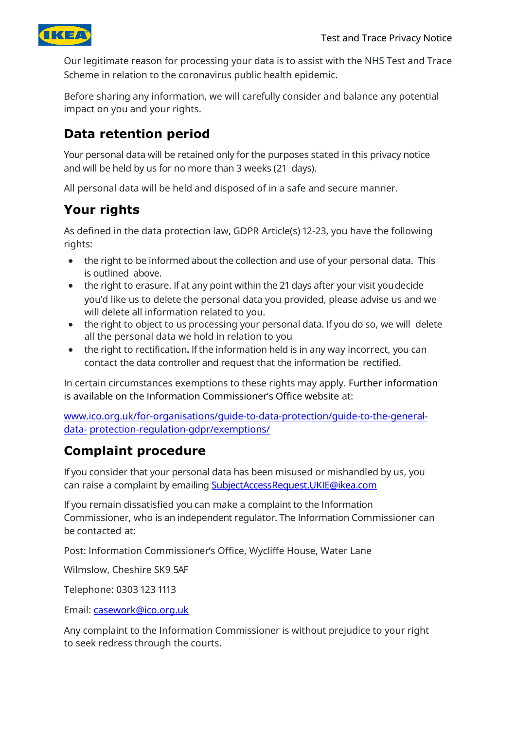Our legitimate reason for processing your data is to assist with the NHS Test and Trace Scheme in relation to the coronavirus public health epidemic.

Before sharing any information, we will carefully consider and balance any potential impact on you and your rights.

## Data retention period

Your personal data will be retained only for the purposes stated in this privacy notice and will be held by us for no more than 3 weeks (21 days).

All personal data will be held and disposed of in a safe and secure manner.

## Your rights

As defined in the data protection law, GDPR Article(s) 12-23, you have the following rights:

- the right to be informed about the collection and use of your personal data. This is outlined above.
- the right to erasure. If at any point within the 21 days after your visit you decide you'd like us to delete the personal data you provided, please advise us and we will delete all information related to you.
- the right to object to us processing your personal data. If you do so, we will delete all the personal data we hold in relation to you
- the right to rectification. If the information held is in any way incorrect, you can contact the data controller and request that the information be rectified.

In certain circumstances exemptions to these rights may apply. Further information is available on the Information Commissioner's Office website at:

[www.ico.org.uk/for-organisations/guide-to-data-protection/guide-to-the-general-data- protection-regulation-gdpr/exemptions/](www.ico.org.uk/for-organisations/guide-to-data-protection/guide-to-the-general-data-protection-regulation-gdpr/exemptions/)

## Complaint procedure

If you consider that your personal data has been misused or mishandled by us, you can raise a complaint by emailing SubjectAccessRequest.UKIE@ikea.com

If you remain dissatisfied you can make a complaint to the Information Commissioner, who is an independent regulator. The Information Commissioner can be contacted at:

Post: Information Commissioner's Office, Wycliffe House, Water Lane

Wilmslow, Cheshire SK9 5AF

Telephone: 0303 123 1113

Email: casework@ico.org.uk

Any complaint to the Information Commissioner is without prejudice to your right to seek redress through the courts.